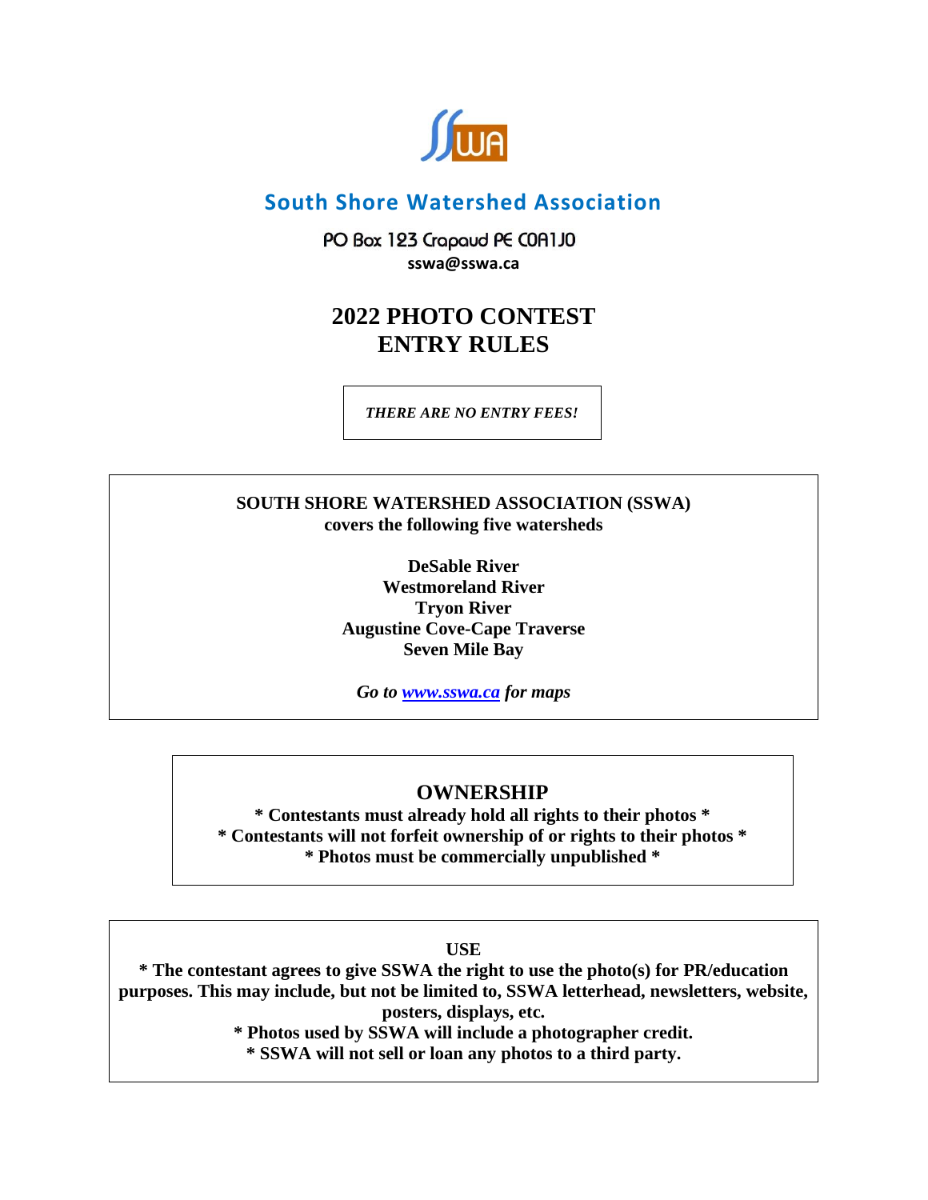## South Shore Watershed Association

PO Box 123 Crapaud PE C0A1J0
**sswa@sswa.ca**

# 2022 PHOTO CONTEST
# ENTRY RULES

***THERE ARE NO ENTRY FEES!***

**SOUTH SHORE WATERSHED ASSOCIATION (SSWA)**
**covers the following five watersheds**

**DeSable River**
**Westmoreland River**
**Tryon River**
**Augustine Cove-Cape Traverse**
**Seven Mile Bay**

***Go to [www.sswa.ca](http://www.sswa.ca) for maps***

## OWNERSHIP

**\* Contestants must already hold all rights to their photos \***
**\* Contestants will not forfeit ownership of or rights to their photos \***
**\* Photos must be commercially unpublished \***

**USE**

**\* The contestant agrees to give SSWA the right to use the photo(s) for PR/education purposes. This may include, but not be limited to, SSWA letterhead, newsletters, website, posters, displays, etc.**
**\* Photos used by SSWA will include a photographer credit.**
**\* SSWA will not sell or loan any photos to a third party.**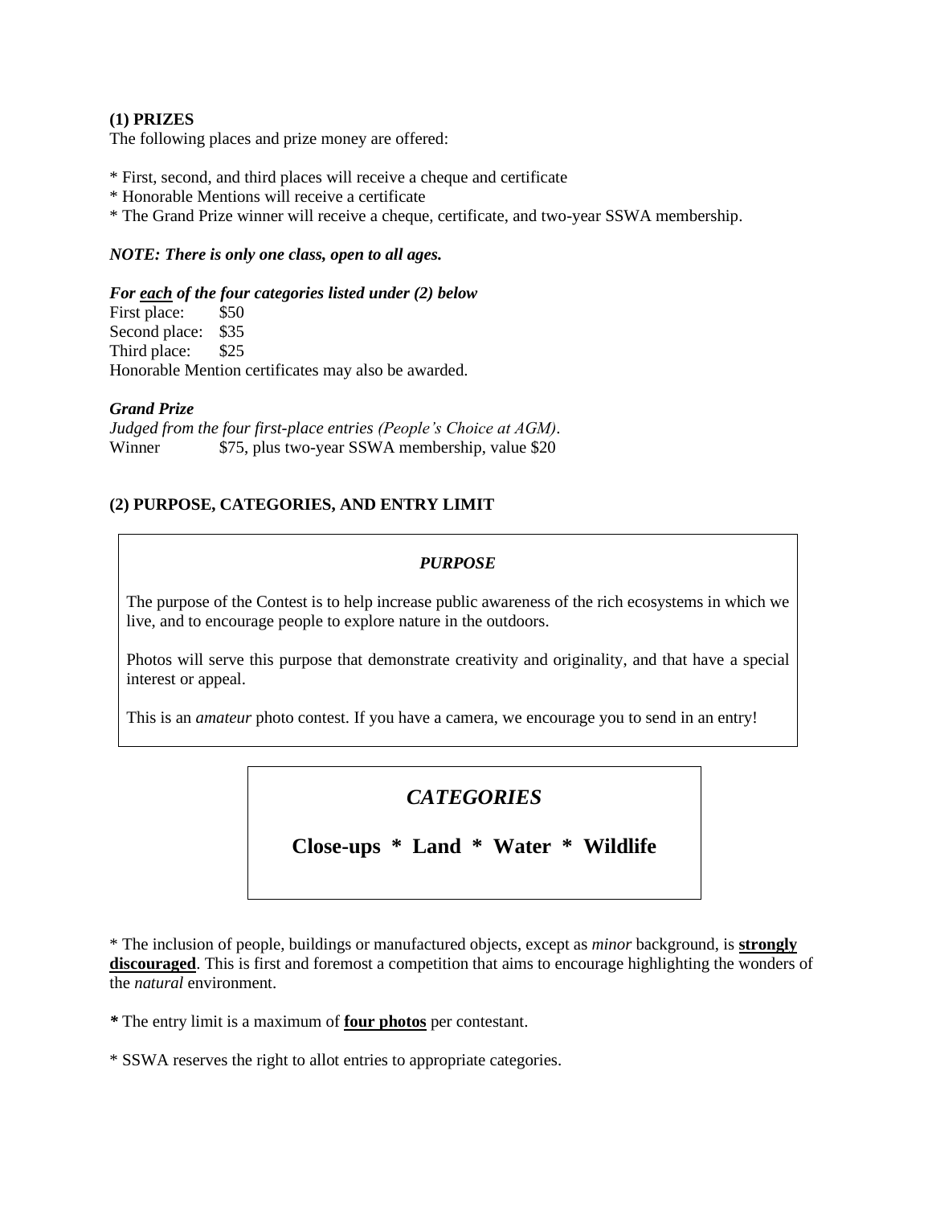### (1) PRIZES

The following places and prize money are offered:

* First, second, and third places will receive a cheque and certificate
* Honorable Mentions will receive a certificate
* The Grand Prize winner will receive a cheque, certificate, and two-year SSWA membership.

***NOTE: There is only one class, open to all ages.***

***For <u>each</u> of the four categories listed under (2) below***

First place: $50
Second place: $35
Third place: $25
Honorable Mention certificates may also be awarded.

***Grand Prize***

*Judged from the four first-place entries (People's Choice at AGM).*
Winner $75, plus two-year SSWA membership, value $20

### (2) PURPOSE, CATEGORIES, AND ENTRY LIMIT

***PURPOSE***

The purpose of the Contest is to help increase public awareness of the rich ecosystems in which we live, and to encourage people to explore nature in the outdoors.

Photos will serve this purpose that demonstrate creativity and originality, and that have a special interest or appeal.

This is an *amateur* photo contest. If you have a camera, we encourage you to send in an entry!

***CATEGORIES***

**Close-ups * Land * Water * Wildlife**

* The inclusion of people, buildings or manufactured objects, except as *minor* background, is **<u>strongly discouraged</u>**. This is first and foremost a competition that aims to encourage highlighting the wonders of the *natural* environment.

* The entry limit is a maximum of **<u>four photos</u>** per contestant.

* SSWA reserves the right to allot entries to appropriate categories.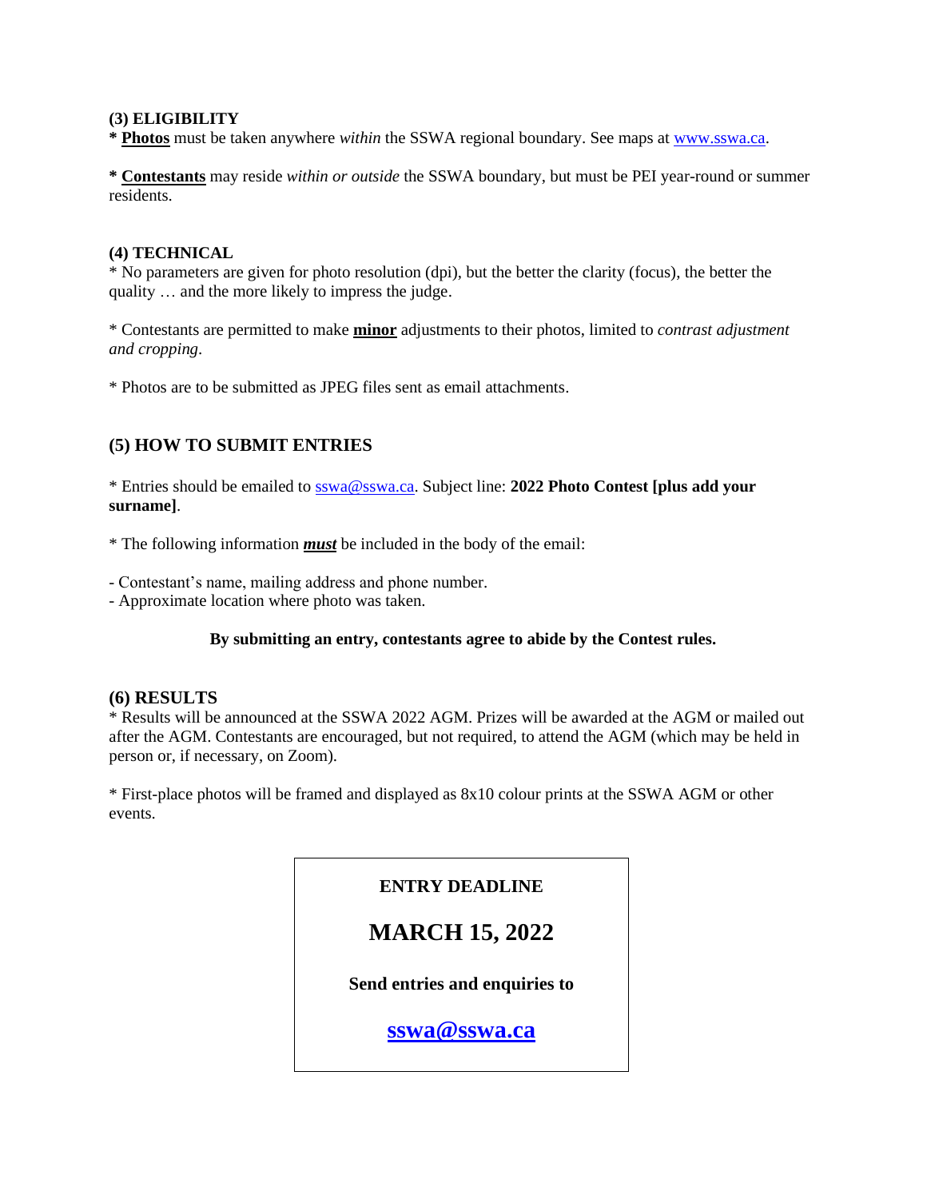### (3) ELIGIBILITY

* **Photos** must be taken anywhere *within* the SSWA regional boundary. See maps at www.sswa.ca.

* **Contestants** may reside *within or outside* the SSWA boundary, but must be PEI year-round or summer residents.

### (4) TECHNICAL

* No parameters are given for photo resolution (dpi), but the better the clarity (focus), the better the quality … and the more likely to impress the judge.

* Contestants are permitted to make **minor** adjustments to their photos, limited to *contrast adjustment and cropping*.

* Photos are to be submitted as JPEG files sent as email attachments.

## (5) HOW TO SUBMIT ENTRIES

* Entries should be emailed to sswa@sswa.ca. Subject line: **2022 Photo Contest [plus add your surname]**.

* The following information ***must*** be included in the body of the email:

- Contestant's name, mailing address and phone number.
- Approximate location where photo was taken.

**By submitting an entry, contestants agree to abide by the Contest rules.**

### (6) RESULTS

* Results will be announced at the SSWA 2022 AGM. Prizes will be awarded at the AGM or mailed out after the AGM. Contestants are encouraged, but not required, to attend the AGM (which may be held in person or, if necessary, on Zoom).

* First-place photos will be framed and displayed as 8x10 colour prints at the SSWA AGM or other events.

**ENTRY DEADLINE**

## MARCH 15, 2022

**Send entries and enquiries to**

**sswa@sswa.ca**